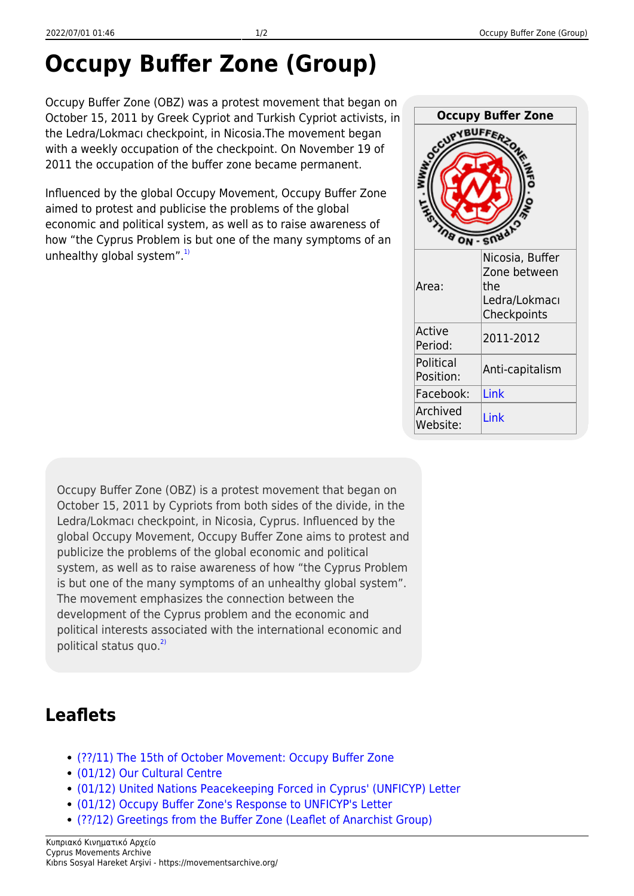# Occupy Buffer Zone (Group)

Occupy Buffer Zone (OBZ) was a protest movement that began on October 15, 2011 by Greek Cypriot and Turkish Cypriot activists, in the Ledra/Lokmacı checkpoint, in Nicosia.The movement began with a weekly occupation of the checkpoint. On November 19 of 2011 the occupation of the buffer zone became permanent.

Influenced by the global Occupy Movement, Occupy Buffer Zone aimed to protest and publicise the problems of the global economic and political system, as well as to raise awareness of how "the Cyprus Problem is but one of the many symptoms of an unhealthy global system".[1)]

| Occupy Buffer Zone | |
|---|---|
| Area: | Nicosia, Buffer Zone between the Ledra/Lokmacı Checkpoints |
| Active Period: | 2011-2012 |
| Political Position: | Anti-capitalism |
| Facebook: | Link |
| Archived Website: | Link |

Occupy Buffer Zone (OBZ) is a protest movement that began on October 15, 2011 by Cypriots from both sides of the divide, in the Ledra/Lokmacı checkpoint, in Nicosia, Cyprus. Influenced by the global Occupy Movement, Occupy Buffer Zone aims to protest and publicize the problems of the global economic and political system, as well as to raise awareness of how "the Cyprus Problem is but one of the many symptoms of an unhealthy global system". The movement emphasizes the connection between the development of the Cyprus problem and the economic and political interests associated with the international economic and political status quo.[2)]

## Leaflets

- (??/11) The 15th of October Movement: Occupy Buffer Zone
- (01/12) Our Cultural Centre
- (01/12) United Nations Peacekeeping Forced in Cyprus' (UNFICYP) Letter
- (01/12) Occupy Buffer Zone's Response to UNFICYP's Letter
- (??/12) Greetings from the Buffer Zone (Leaflet of Anarchist Group)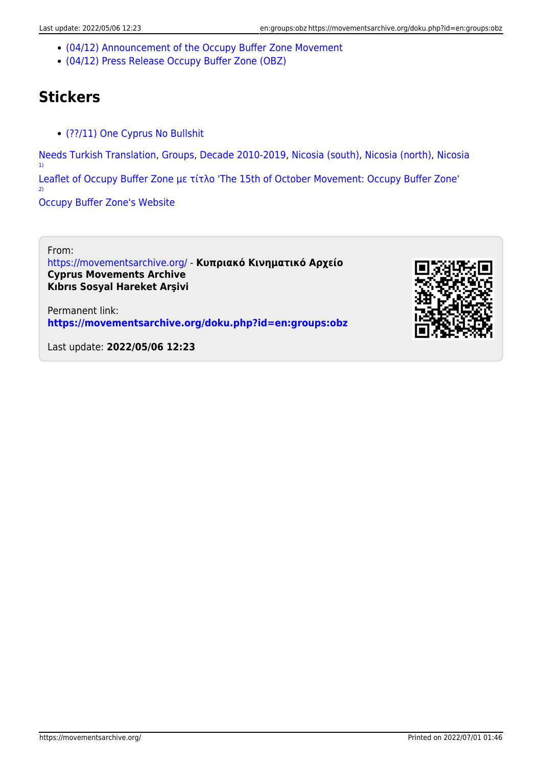- (04/12) Announcement of the Occupy Buffer Zone Movement
- (04/12) Press Release Occupy Buffer Zone (OBZ)

## Stickers

- (??/11) One Cyprus No Bullshit

Needs Turkish Translation, Groups, Decade 2010-2019, Nicosia (south), Nicosia (north), Nicosia

[1] Leaflet of Occupy Buffer Zone με τίτλο 'The 15th of October Movement: Occupy Buffer Zone'

[2] Occupy Buffer Zone's Website

From:
https://movementsarchive.org/ - **Κυπριακό Κινηματικό Αρχείο Cyprus Movements Archive Kıbrıs Sosyal Hareket Arşivi**

Permanent link:
**https://movementsarchive.org/doku.php?id=en:groups:obz**

Last update: **2022/05/06 12:23**